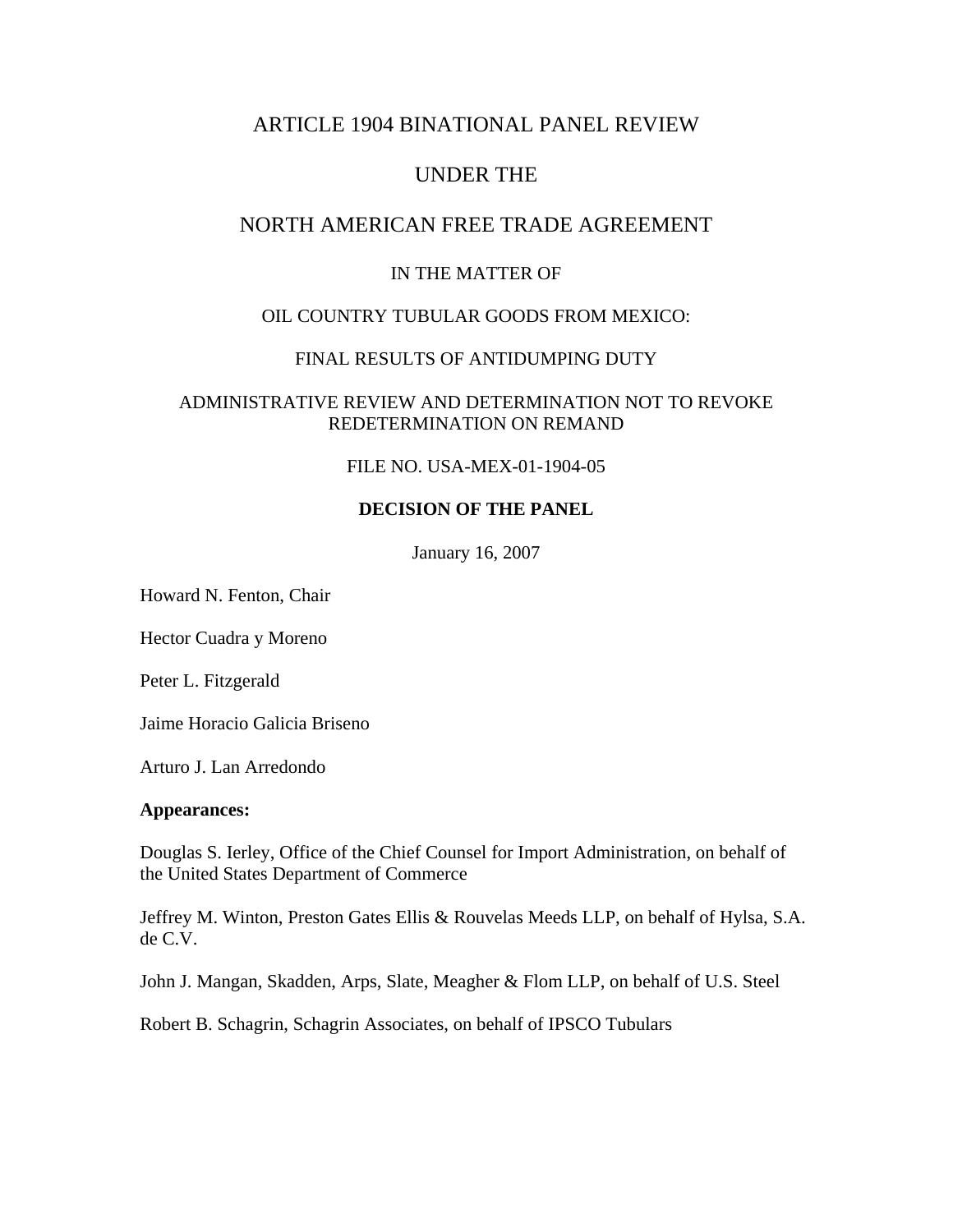# ARTICLE 1904 BINATIONAL PANEL REVIEW

# UNDER THE

# NORTH AMERICAN FREE TRADE AGREEMENT

IN THE MATTER OF

OIL COUNTRY TUBULAR GOODS FROM MEXICO:

FINAL RESULTS OF ANTIDUMPING DUTY

ADMINISTRATIVE REVIEW AND DETERMINATION NOT TO REVOKE REDETERMINATION ON REMAND

FILE NO. USA-MEX-01-1904-05

**DECISION OF THE PANEL**

January 16, 2007

Howard N. Fenton, Chair

Hector Cuadra y Moreno

Peter L. Fitzgerald

Jaime Horacio Galicia Briseno

Arturo J. Lan Arredondo

**Appearances:**

Douglas S. Ierley, Office of the Chief Counsel for Import Administration, on behalf of the United States Department of Commerce

Jeffrey M. Winton, Preston Gates Ellis & Rouvelas Meeds LLP, on behalf of Hylsa, S.A. de C.V.

John J. Mangan, Skadden, Arps, Slate, Meagher & Flom LLP, on behalf of U.S. Steel

Robert B. Schagrin, Schagrin Associates, on behalf of IPSCO Tubulars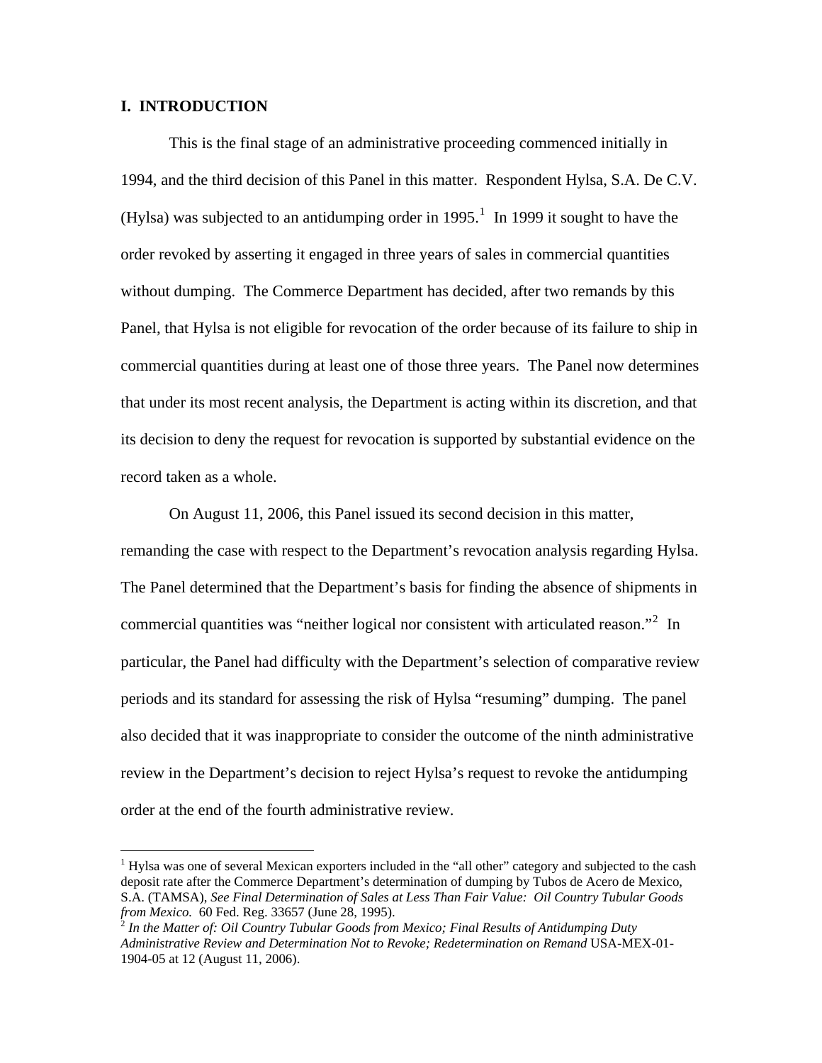## I. INTRODUCTION

This is the final stage of an administrative proceeding commenced initially in 1994, and the third decision of this Panel in this matter. Respondent Hylsa, S.A. De C.V. (Hylsa) was subjected to an antidumping order in 1995.[1] In 1999 it sought to have the order revoked by asserting it engaged in three years of sales in commercial quantities without dumping. The Commerce Department has decided, after two remands by this Panel, that Hylsa is not eligible for revocation of the order because of its failure to ship in commercial quantities during at least one of those three years. The Panel now determines that under its most recent analysis, the Department is acting within its discretion, and that its decision to deny the request for revocation is supported by substantial evidence on the record taken as a whole.

On August 11, 2006, this Panel issued its second decision in this matter, remanding the case with respect to the Department's revocation analysis regarding Hylsa. The Panel determined that the Department's basis for finding the absence of shipments in commercial quantities was "neither logical nor consistent with articulated reason."[2] In particular, the Panel had difficulty with the Department's selection of comparative review periods and its standard for assessing the risk of Hylsa "resuming" dumping. The panel also decided that it was inappropriate to consider the outcome of the ninth administrative review in the Department's decision to reject Hylsa's request to revoke the antidumping order at the end of the fourth administrative review.

---

[1] Hylsa was one of several Mexican exporters included in the "all other" category and subjected to the cash deposit rate after the Commerce Department's determination of dumping by Tubos de Acero de Mexico, S.A. (TAMSA), *See Final Determination of Sales at Less Than Fair Value: Oil Country Tubular Goods from Mexico.* 60 Fed. Reg. 33657 (June 28, 1995).

[2] *In the Matter of: Oil Country Tubular Goods from Mexico; Final Results of Antidumping Duty Administrative Review and Determination Not to Revoke; Redetermination on Remand* USA-MEX-01-1904-05 at 12 (August 11, 2006).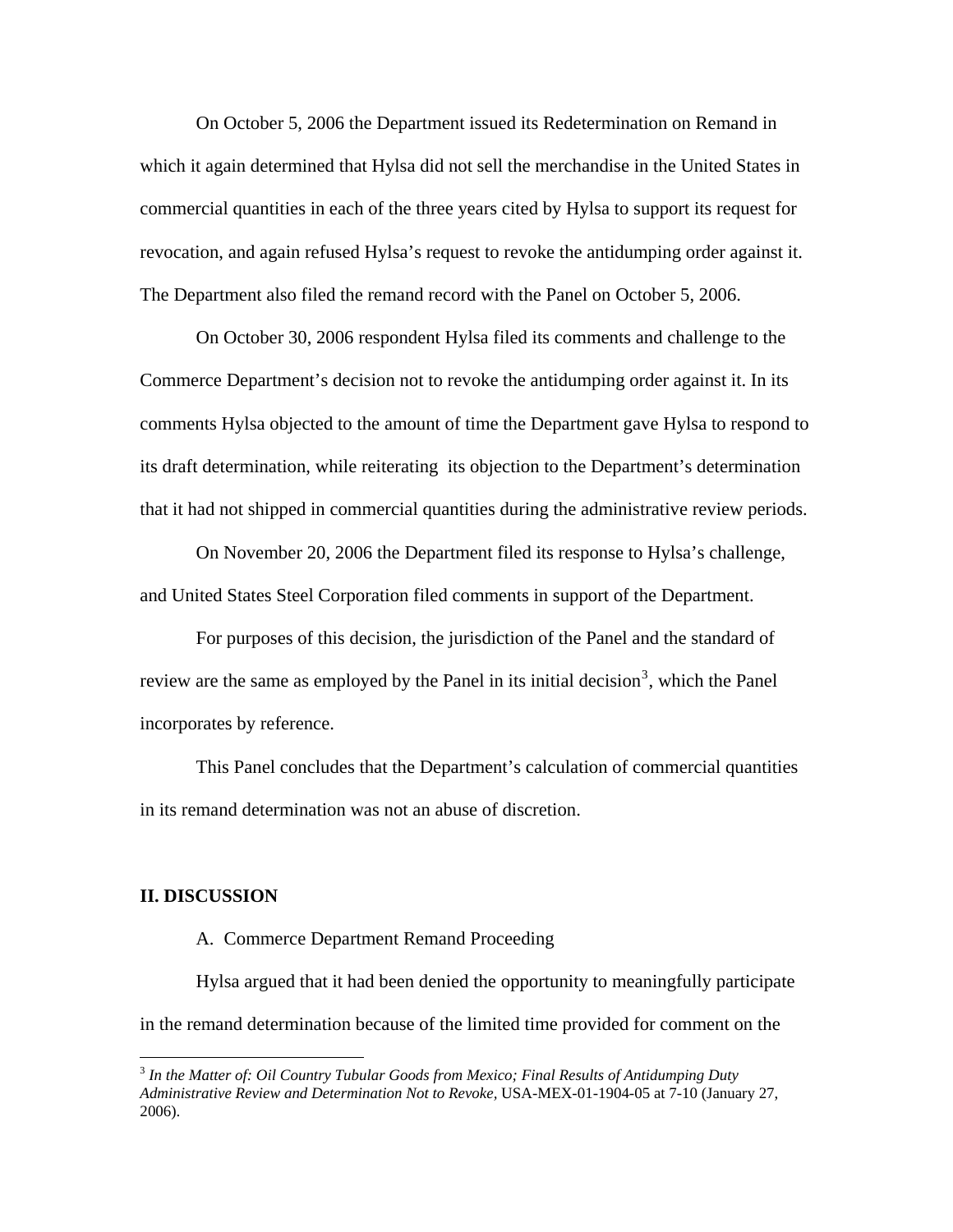On October 5, 2006 the Department issued its Redetermination on Remand in which it again determined that Hylsa did not sell the merchandise in the United States in commercial quantities in each of the three years cited by Hylsa to support its request for revocation, and again refused Hylsa's request to revoke the antidumping order against it. The Department also filed the remand record with the Panel on October 5, 2006.

On October 30, 2006 respondent Hylsa filed its comments and challenge to the Commerce Department's decision not to revoke the antidumping order against it. In its comments Hylsa objected to the amount of time the Department gave Hylsa to respond to its draft determination, while reiterating its objection to the Department's determination that it had not shipped in commercial quantities during the administrative review periods.

On November 20, 2006 the Department filed its response to Hylsa's challenge, and United States Steel Corporation filed comments in support of the Department.

For purposes of this decision, the jurisdiction of the Panel and the standard of review are the same as employed by the Panel in its initial decision[3], which the Panel incorporates by reference.

This Panel concludes that the Department's calculation of commercial quantities in its remand determination was not an abuse of discretion.

## II. DISCUSSION

A. Commerce Department Remand Proceeding

Hylsa argued that it had been denied the opportunity to meaningfully participate in the remand determination because of the limited time provided for comment on the

[3] *In the Matter of: Oil Country Tubular Goods from Mexico; Final Results of Antidumping Duty Administrative Review and Determination Not to Revoke*, USA-MEX-01-1904-05 at 7-10 (January 27, 2006).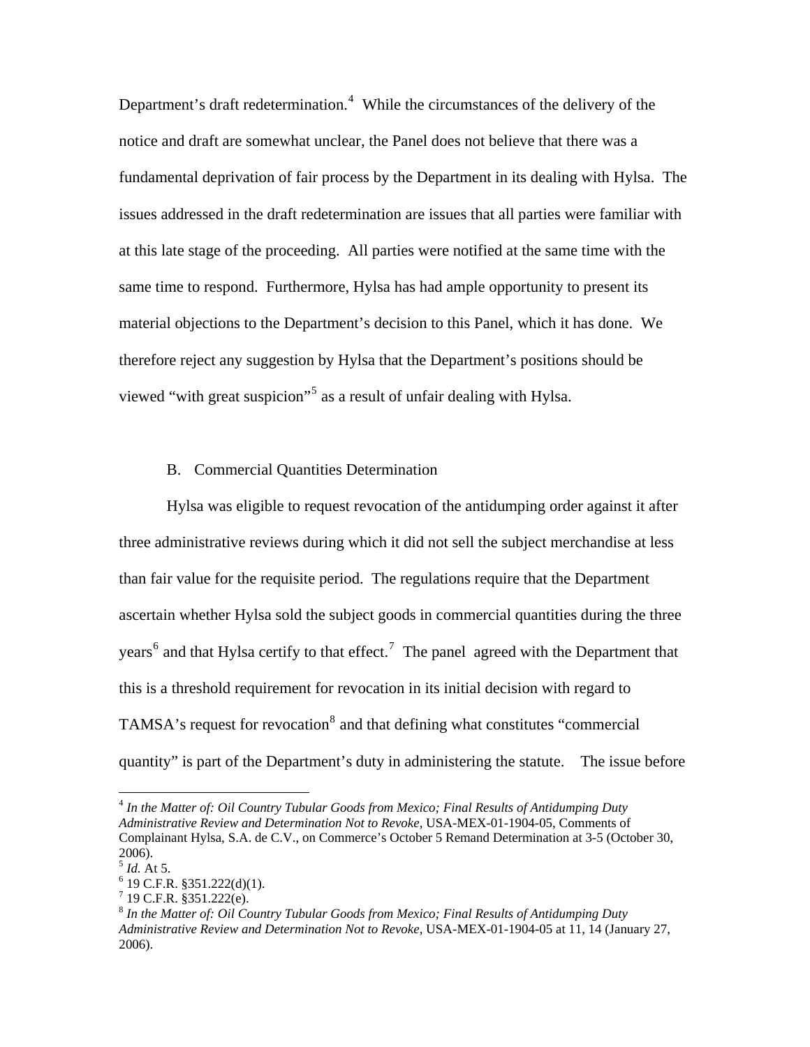Department's draft redetermination.[4] While the circumstances of the delivery of the notice and draft are somewhat unclear, the Panel does not believe that there was a fundamental deprivation of fair process by the Department in its dealing with Hylsa. The issues addressed in the draft redetermination are issues that all parties were familiar with at this late stage of the proceeding. All parties were notified at the same time with the same time to respond. Furthermore, Hylsa has had ample opportunity to present its material objections to the Department's decision to this Panel, which it has done. We therefore reject any suggestion by Hylsa that the Department's positions should be viewed "with great suspicion"[5] as a result of unfair dealing with Hylsa.

B. Commercial Quantities Determination

Hylsa was eligible to request revocation of the antidumping order against it after three administrative reviews during which it did not sell the subject merchandise at less than fair value for the requisite period. The regulations require that the Department ascertain whether Hylsa sold the subject goods in commercial quantities during the three years[6] and that Hylsa certify to that effect.[7] The panel agreed with the Department that this is a threshold requirement for revocation in its initial decision with regard to TAMSA's request for revocation[8] and that defining what constitutes "commercial quantity" is part of the Department's duty in administering the statute. The issue before

---

[4] *In the Matter of: Oil Country Tubular Goods from Mexico; Final Results of Antidumping Duty Administrative Review and Determination Not to Revoke*, USA-MEX-01-1904-05, Comments of Complainant Hylsa, S.A. de C.V., on Commerce's October 5 Remand Determination at 3-5 (October 30, 2006).

[5] *Id.* At 5.

[6] 19 C.F.R. §351.222(d)(1).

[7] 19 C.F.R. §351.222(e).

[8] *In the Matter of: Oil Country Tubular Goods from Mexico; Final Results of Antidumping Duty Administrative Review and Determination Not to Revoke*, USA-MEX-01-1904-05 at 11, 14 (January 27, 2006).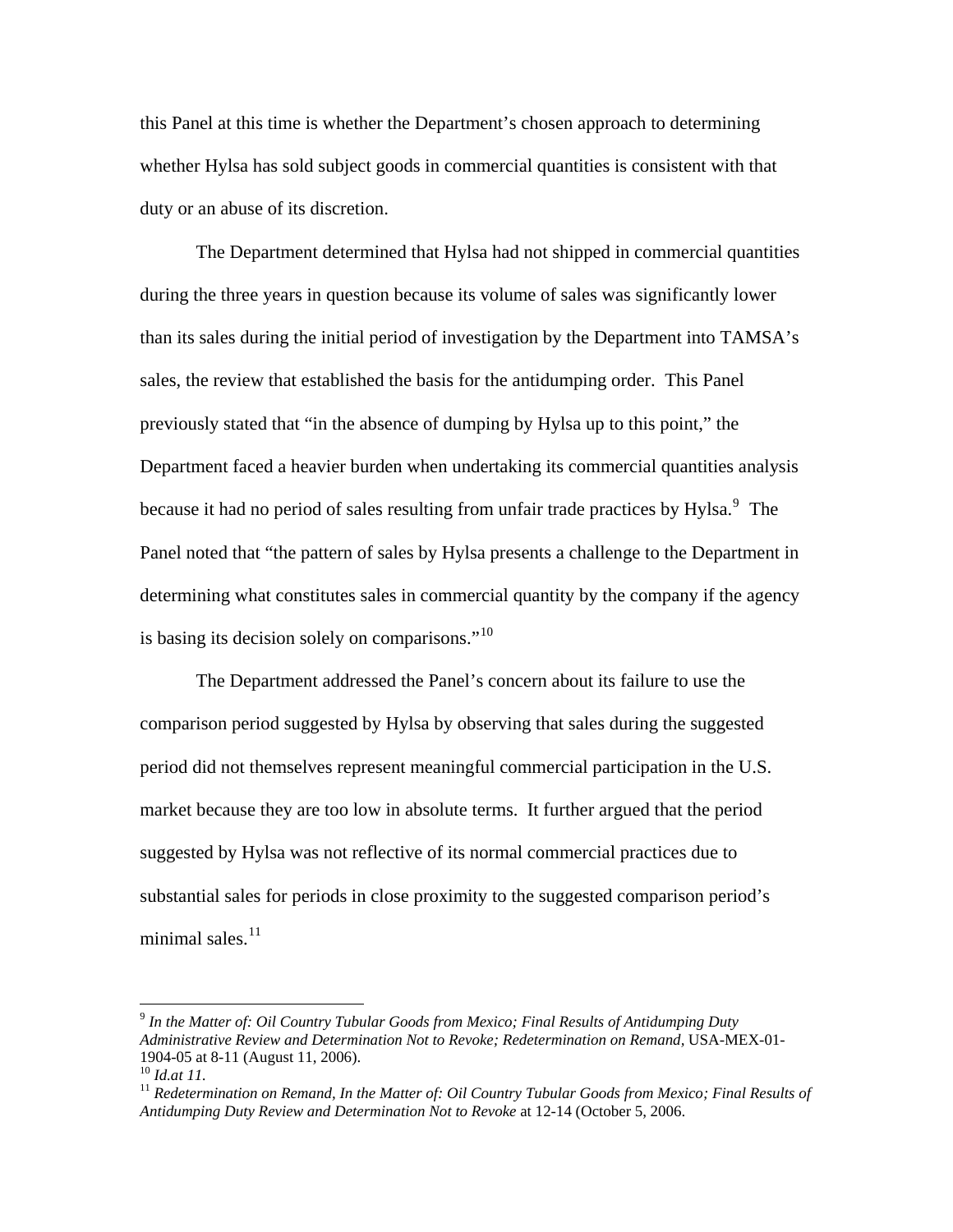this Panel at this time is whether the Department's chosen approach to determining whether Hylsa has sold subject goods in commercial quantities is consistent with that duty or an abuse of its discretion.

The Department determined that Hylsa had not shipped in commercial quantities during the three years in question because its volume of sales was significantly lower than its sales during the initial period of investigation by the Department into TAMSA's sales, the review that established the basis for the antidumping order. This Panel previously stated that "in the absence of dumping by Hylsa up to this point," the Department faced a heavier burden when undertaking its commercial quantities analysis because it had no period of sales resulting from unfair trade practices by Hylsa.[9] The Panel noted that "the pattern of sales by Hylsa presents a challenge to the Department in determining what constitutes sales in commercial quantity by the company if the agency is basing its decision solely on comparisons."[10]

The Department addressed the Panel's concern about its failure to use the comparison period suggested by Hylsa by observing that sales during the suggested period did not themselves represent meaningful commercial participation in the U.S. market because they are too low in absolute terms. It further argued that the period suggested by Hylsa was not reflective of its normal commercial practices due to substantial sales for periods in close proximity to the suggested comparison period's minimal sales.[11]

---

[9] *In the Matter of: Oil Country Tubular Goods from Mexico; Final Results of Antidumping Duty Administrative Review and Determination Not to Revoke; Redetermination on Remand*, USA-MEX-01-1904-05 at 8-11 (August 11, 2006).

[10] *Id.at 11.*

[11] *Redetermination on Remand, In the Matter of: Oil Country Tubular Goods from Mexico; Final Results of Antidumping Duty Review and Determination Not to Revoke* at 12-14 (October 5, 2006.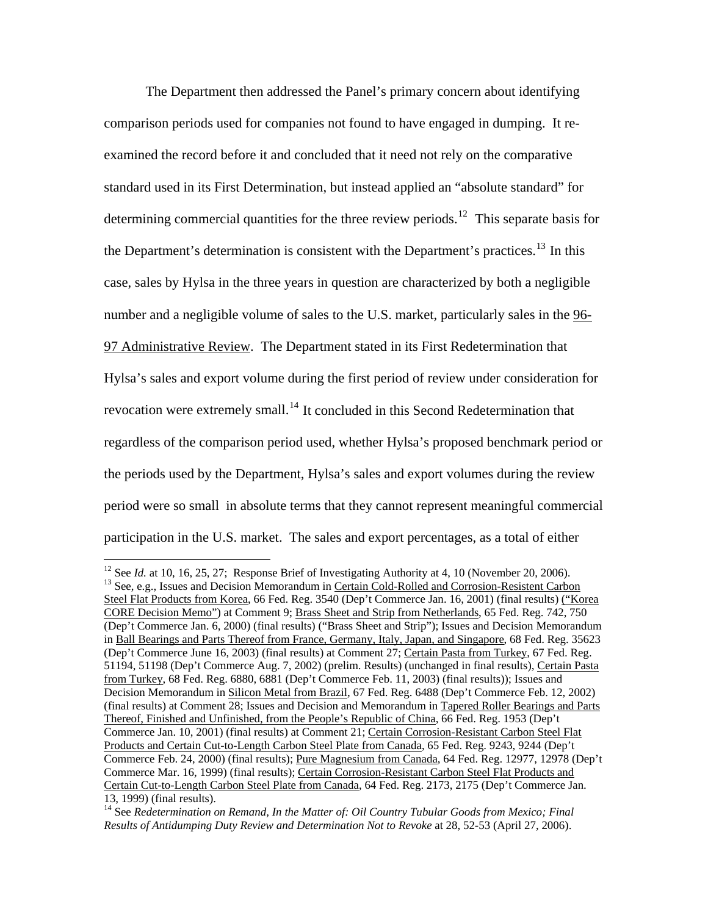The Department then addressed the Panel's primary concern about identifying comparison periods used for companies not found to have engaged in dumping. It re-examined the record before it and concluded that it need not rely on the comparative standard used in its First Determination, but instead applied an "absolute standard" for determining commercial quantities for the three review periods.[12] This separate basis for the Department's determination is consistent with the Department's practices.[13] In this case, sales by Hylsa in the three years in question are characterized by both a negligible number and a negligible volume of sales to the U.S. market, particularly sales in the 96-97 Administrative Review. The Department stated in its First Redetermination that Hylsa's sales and export volume during the first period of review under consideration for revocation were extremely small.[14] It concluded in this Second Redetermination that regardless of the comparison period used, whether Hylsa's proposed benchmark period or the periods used by the Department, Hylsa's sales and export volumes during the review period were so small in absolute terms that they cannot represent meaningful commercial participation in the U.S. market. The sales and export percentages, as a total of either

---

[12] See *Id.* at 10, 16, 25, 27; Response Brief of Investigating Authority at 4, 10 (November 20, 2006).

[13] See, e.g., Issues and Decision Memorandum in Certain Cold-Rolled and Corrosion-Resistent Carbon Steel Flat Products from Korea, 66 Fed. Reg. 3540 (Dep't Commerce Jan. 16, 2001) (final results) ("Korea CORE Decision Memo") at Comment 9; Brass Sheet and Strip from Netherlands, 65 Fed. Reg. 742, 750 (Dep't Commerce Jan. 6, 2000) (final results) ("Brass Sheet and Strip"); Issues and Decision Memorandum in Ball Bearings and Parts Thereof from France, Germany, Italy, Japan, and Singapore, 68 Fed. Reg. 35623 (Dep't Commerce June 16, 2003) (final results) at Comment 27; Certain Pasta from Turkey, 67 Fed. Reg. 51194, 51198 (Dep't Commerce Aug. 7, 2002) (prelim. Results) (unchanged in final results), Certain Pasta from Turkey, 68 Fed. Reg. 6880, 6881 (Dep't Commerce Feb. 11, 2003) (final results)); Issues and Decision Memorandum in Silicon Metal from Brazil, 67 Fed. Reg. 6488 (Dep't Commerce Feb. 12, 2002) (final results) at Comment 28; Issues and Decision and Memorandum in Tapered Roller Bearings and Parts Thereof, Finished and Unfinished, from the People's Republic of China, 66 Fed. Reg. 1953 (Dep't Commerce Jan. 10, 2001) (final results) at Comment 21; Certain Corrosion-Resistant Carbon Steel Flat Products and Certain Cut-to-Length Carbon Steel Plate from Canada, 65 Fed. Reg. 9243, 9244 (Dep't Commerce Feb. 24, 2000) (final results); Pure Magnesium from Canada, 64 Fed. Reg. 12977, 12978 (Dep't Commerce Mar. 16, 1999) (final results); Certain Corrosion-Resistant Carbon Steel Flat Products and Certain Cut-to-Length Carbon Steel Plate from Canada, 64 Fed. Reg. 2173, 2175 (Dep't Commerce Jan. 13, 1999) (final results).

[14] See *Redetermination on Remand, In the Matter of: Oil Country Tubular Goods from Mexico; Final Results of Antidumping Duty Review and Determination Not to Revoke* at 28, 52-53 (April 27, 2006).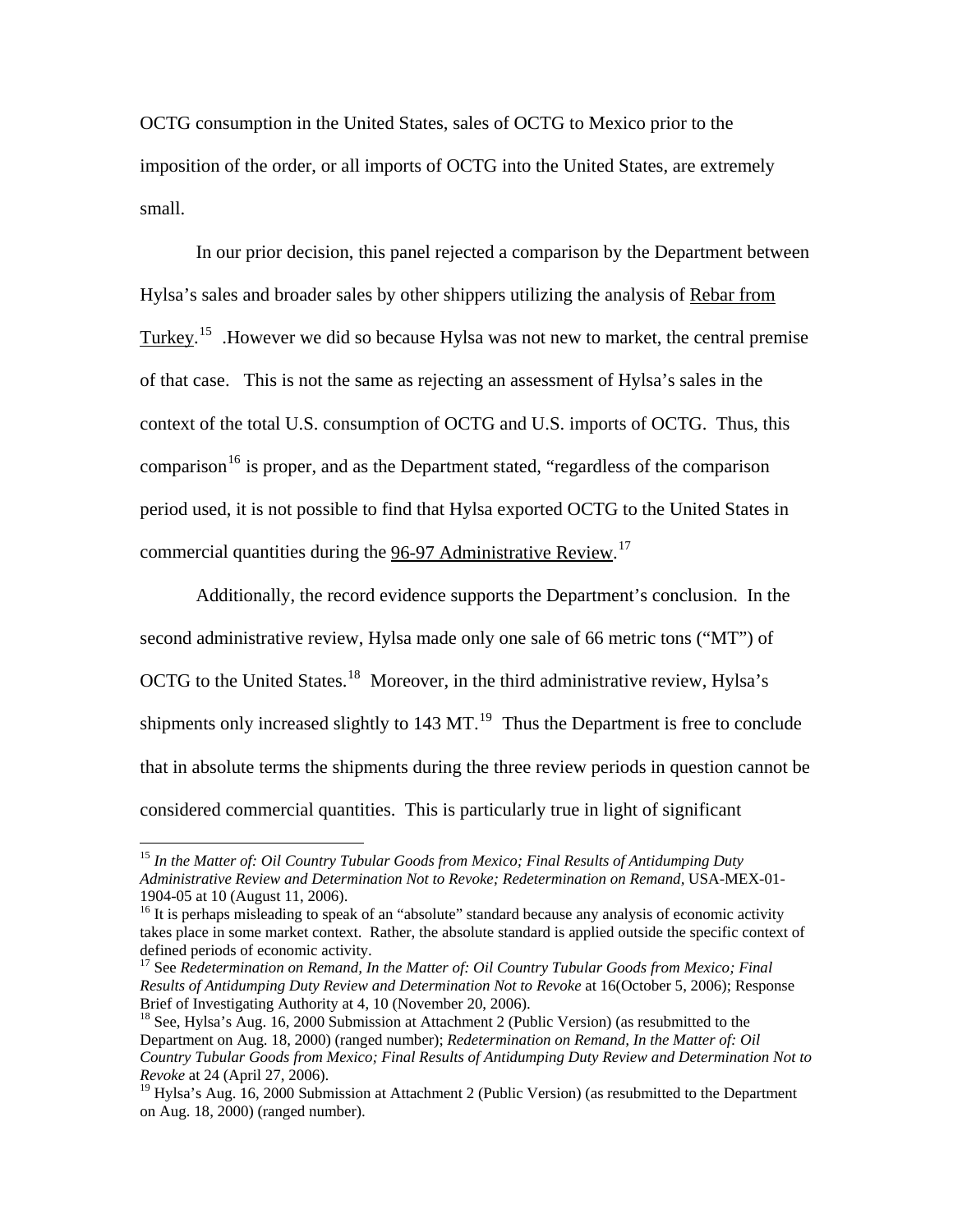OCTG consumption in the United States, sales of OCTG to Mexico prior to the imposition of the order, or all imports of OCTG into the United States, are extremely small.

In our prior decision, this panel rejected a comparison by the Department between Hylsa's sales and broader sales by other shippers utilizing the analysis of Rebar from Turkey.[15] .However we did so because Hylsa was not new to market, the central premise of that case. This is not the same as rejecting an assessment of Hylsa's sales in the context of the total U.S. consumption of OCTG and U.S. imports of OCTG. Thus, this comparison[16] is proper, and as the Department stated, "regardless of the comparison period used, it is not possible to find that Hylsa exported OCTG to the United States in commercial quantities during the 96-97 Administrative Review.[17]

Additionally, the record evidence supports the Department's conclusion. In the second administrative review, Hylsa made only one sale of 66 metric tons ("MT") of OCTG to the United States.[18] Moreover, in the third administrative review, Hylsa's shipments only increased slightly to 143 MT.[19] Thus the Department is free to conclude that in absolute terms the shipments during the three review periods in question cannot be considered commercial quantities. This is particularly true in light of significant

---

[15] *In the Matter of: Oil Country Tubular Goods from Mexico; Final Results of Antidumping Duty Administrative Review and Determination Not to Revoke; Redetermination on Remand*, USA-MEX-01-1904-05 at 10 (August 11, 2006).

[16] It is perhaps misleading to speak of an "absolute" standard because any analysis of economic activity takes place in some market context. Rather, the absolute standard is applied outside the specific context of defined periods of economic activity.

[17] See *Redetermination on Remand, In the Matter of: Oil Country Tubular Goods from Mexico; Final Results of Antidumping Duty Review and Determination Not to Revoke* at 16(October 5, 2006); Response Brief of Investigating Authority at 4, 10 (November 20, 2006).

[18] See, Hylsa's Aug. 16, 2000 Submission at Attachment 2 (Public Version) (as resubmitted to the Department on Aug. 18, 2000) (ranged number); *Redetermination on Remand, In the Matter of: Oil Country Tubular Goods from Mexico; Final Results of Antidumping Duty Review and Determination Not to Revoke* at 24 (April 27, 2006).

[19] Hylsa's Aug. 16, 2000 Submission at Attachment 2 (Public Version) (as resubmitted to the Department on Aug. 18, 2000) (ranged number).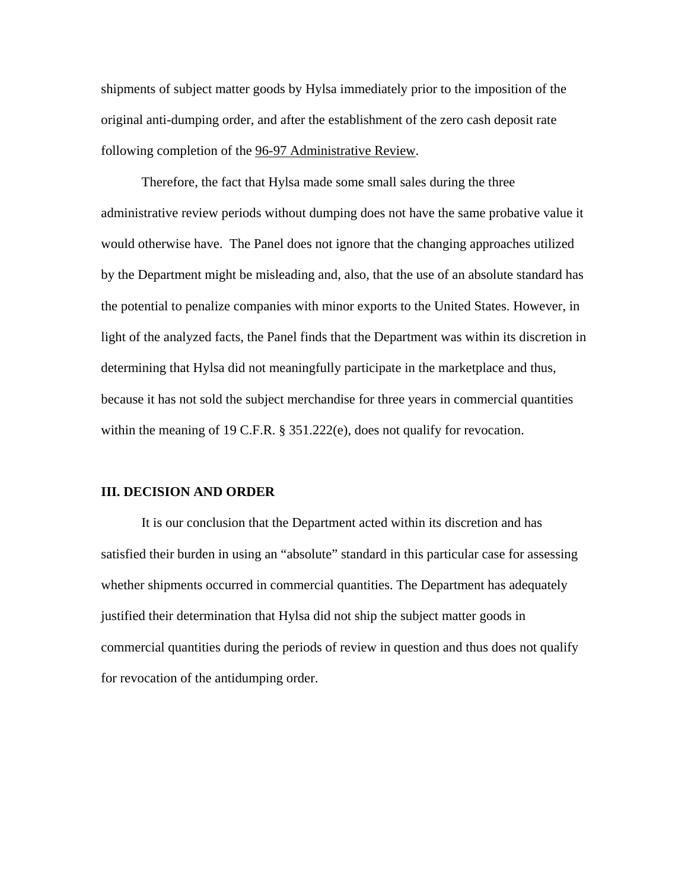shipments of subject matter goods by Hylsa immediately prior to the imposition of the original anti-dumping order, and after the establishment of the zero cash deposit rate following completion of the 96-97 Administrative Review.

Therefore, the fact that Hylsa made some small sales during the three administrative review periods without dumping does not have the same probative value it would otherwise have. The Panel does not ignore that the changing approaches utilized by the Department might be misleading and, also, that the use of an absolute standard has the potential to penalize companies with minor exports to the United States. However, in light of the analyzed facts, the Panel finds that the Department was within its discretion in determining that Hylsa did not meaningfully participate in the marketplace and thus, because it has not sold the subject merchandise for three years in commercial quantities within the meaning of 19 C.F.R. § 351.222(e), does not qualify for revocation.

## III. DECISION AND ORDER

It is our conclusion that the Department acted within its discretion and has satisfied their burden in using an "absolute" standard in this particular case for assessing whether shipments occurred in commercial quantities. The Department has adequately justified their determination that Hylsa did not ship the subject matter goods in commercial quantities during the periods of review in question and thus does not qualify for revocation of the antidumping order.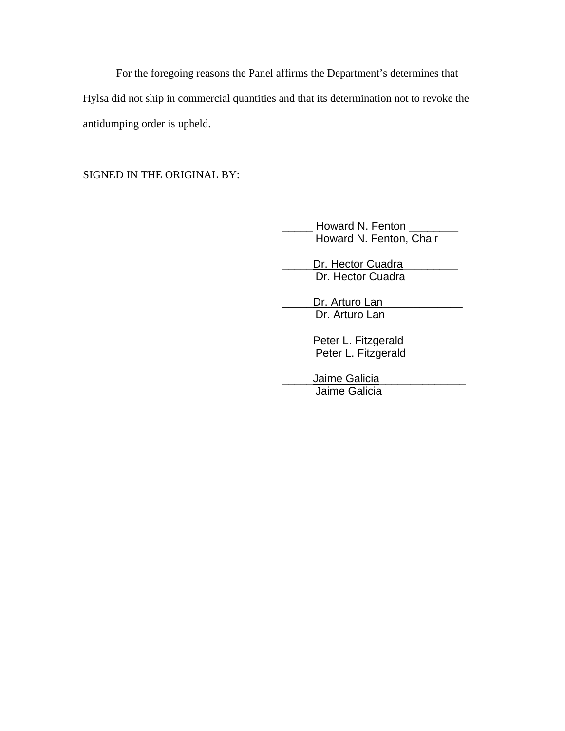For the foregoing reasons the Panel affirms the Department's determines that Hylsa did not ship in commercial quantities and that its determination not to revoke the antidumping order is upheld.

SIGNED IN THE ORIGINAL BY:

_____Howard N. Fenton________
Howard N. Fenton, Chair

_____Dr. Hector Cuadra_________
Dr. Hector Cuadra

_____Dr. Arturo Lan_____________
Dr. Arturo Lan

_____Peter L. Fitzgerald__________
Peter L. Fitzgerald

_____Jaime Galicia______________
Jaime Galicia